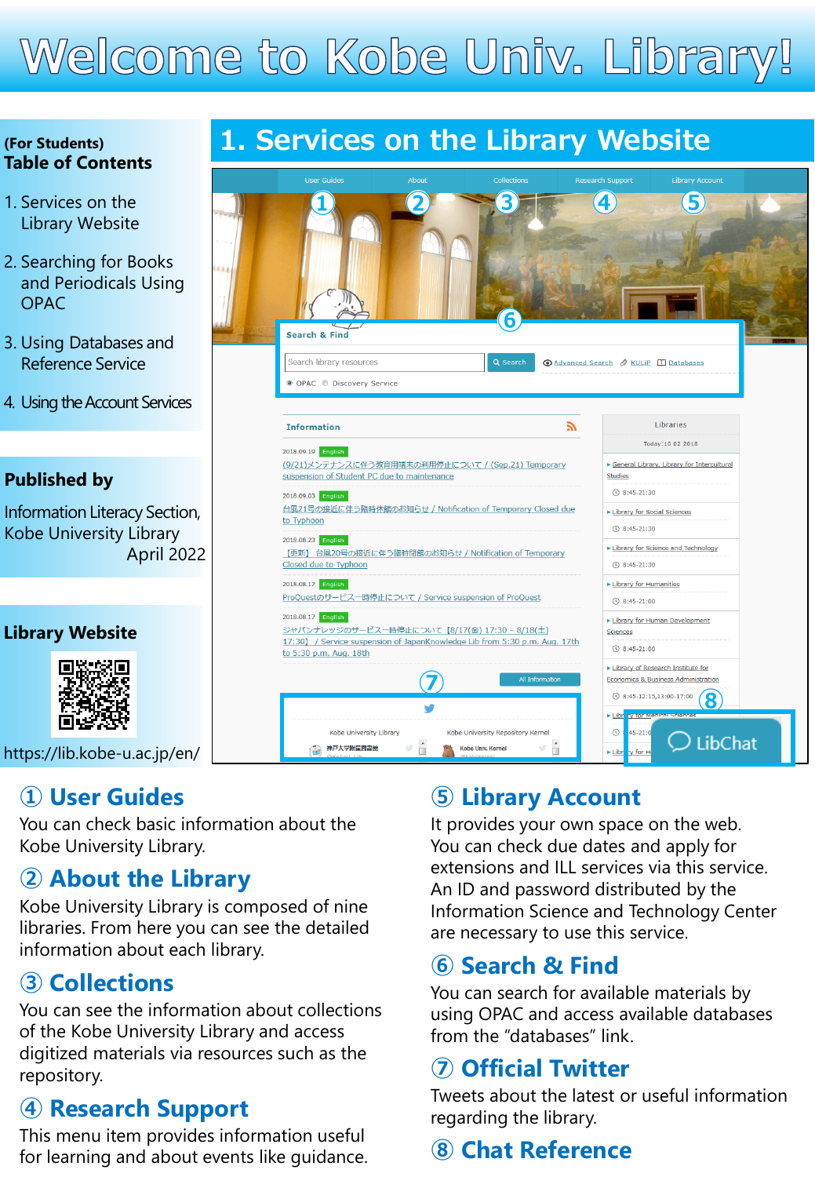# Welcome to Kobe Univ. Library!

**(For Students)**
**Table of Contents**

1. Services on the Library Website
2. Searching for Books and Periodicals Using OPAC
3. Using Databases and Reference Service
4. Using the Account Services

**Published by**

Information Literacy Section,
Kobe University Library
April 2022

**Library Website**

https://lib.kobe-u.ac.jp/en/

## 1. Services on the Library Website

### ① User Guides

You can check basic information about the Kobe University Library.

### ② About the Library

Kobe University Library is composed of nine libraries. From here you can see the detailed information about each library.

### ③ Collections

You can see the information about collections of the Kobe University Library and access digitized materials via resources such as the repository.

### ④ Research Support

This menu item provides information useful for learning and about events like guidance.

### ⑤ Library Account

It provides your own space on the web. You can check due dates and apply for extensions and ILL services via this service. An ID and password distributed by the Information Science and Technology Center are necessary to use this service.

### ⑥ Search & Find

You can search for available materials by using OPAC and access available databases from the “databases” link.

### ⑦ Official Twitter

Tweets about the latest or useful information regarding the library.

### ⑧ Chat Reference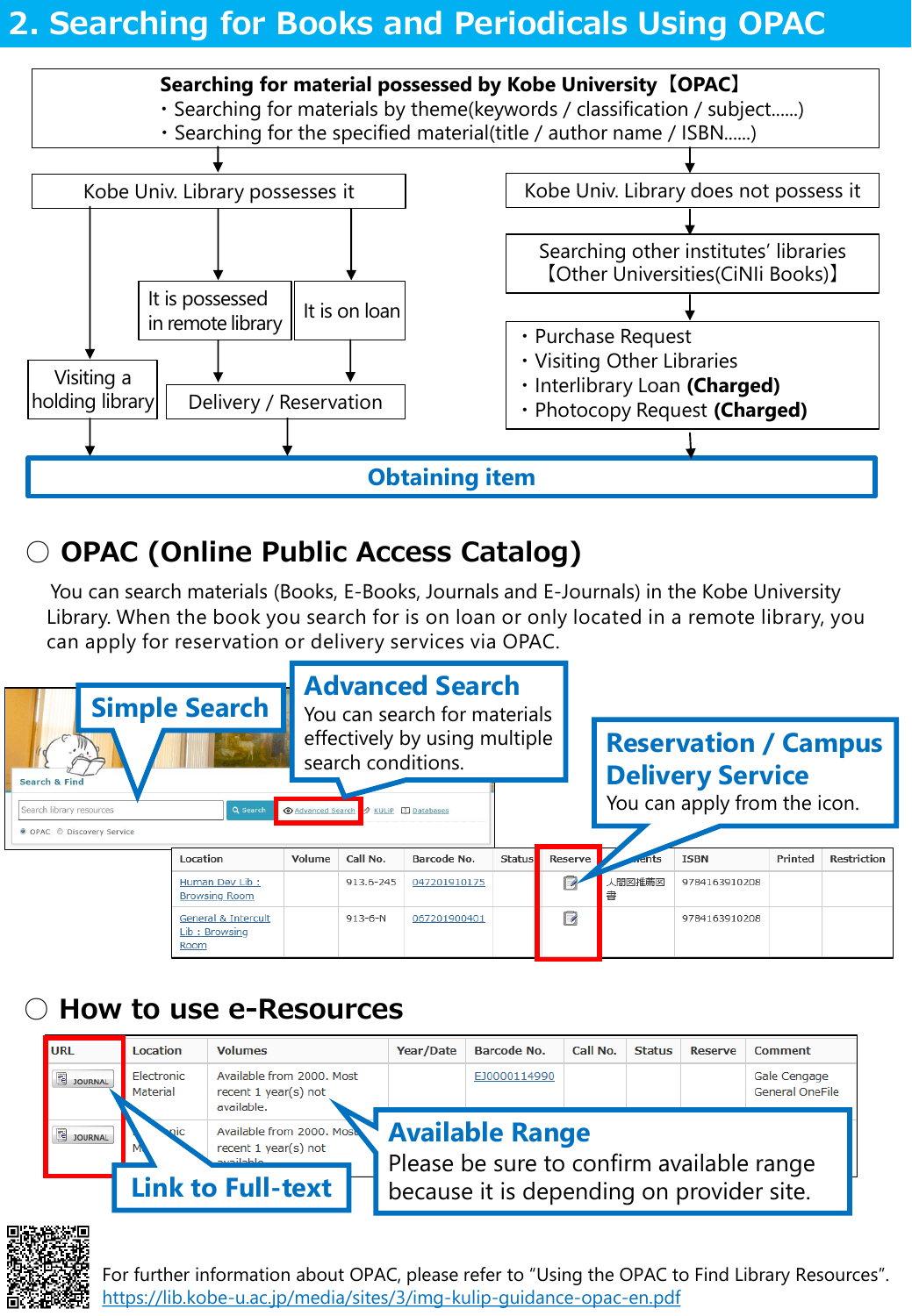## 2. Searching for Books and Periodicals Using OPAC

**Searching for material possessed by Kobe University【OPAC】**
- Searching for materials by theme(keywords / classification / subject......)
- Searching for the specified material(title / author name / ISBN......)

Kobe Univ. Library possesses it
- Visiting a holding library
- It is possessed in remote library → Delivery / Reservation
- It is on loan → Delivery / Reservation

Kobe Univ. Library does not possess it
- Searching other institutes' libraries【Other Universities(CiNIi Books)】
  - Purchase Request
  - Visiting Other Libraries
  - Interlibrary Loan **(Charged)**
  - Photocopy Request **(Charged)**

**Obtaining item**

### ○ OPAC (Online Public Access Catalog)

You can search materials (Books, E-Books, Journals and E-Journals) in the Kobe University Library. When the book you search for is on loan or only located in a remote library, you can apply for reservation or delivery services via OPAC.

**Simple Search**

**Advanced Search**
You can search for materials effectively by using multiple search conditions.

**Reservation / Campus Delivery Service**
You can apply from the icon.

| Location | Volume | Call No. | Barcode No. | Status | Reserve | Comments | ISBN | Printed | Restriction |
|---|---|---|---|---|---|---|---|---|---|
| Human Dev Lib : Browsing Room | | 913.6-245 | 047201910175 | | [icon] | 人間図推薦図書 | 9784163910208 | | |
| General & Intercult Lib : Browsing Room | | 913-6-N | 067201900401 | | [icon] | | 9784163910208 | | |

### ○ How to use e-Resources

| URL | Location | Volumes | Year/Date | Barcode No. | Call No. | Status | Reserve | Comment |
|---|---|---|---|---|---|---|---|---|
| JOURNAL | Electronic Material | Available from 2000. Most recent 1 year(s) not available. | | EJ0000114990 | | | | Gale Cengage General OneFile |
| JOURNAL | ... | Available from 2000. Most recent 1 year(s) not available. | | | | | | |

**Link to Full-text**

**Available Range**
Please be sure to confirm available range because it is depending on provider site.

For further information about OPAC, please refer to "Using the OPAC to Find Library Resources".
https://lib.kobe-u.ac.jp/media/sites/3/img-kulip-guidance-opac-en.pdf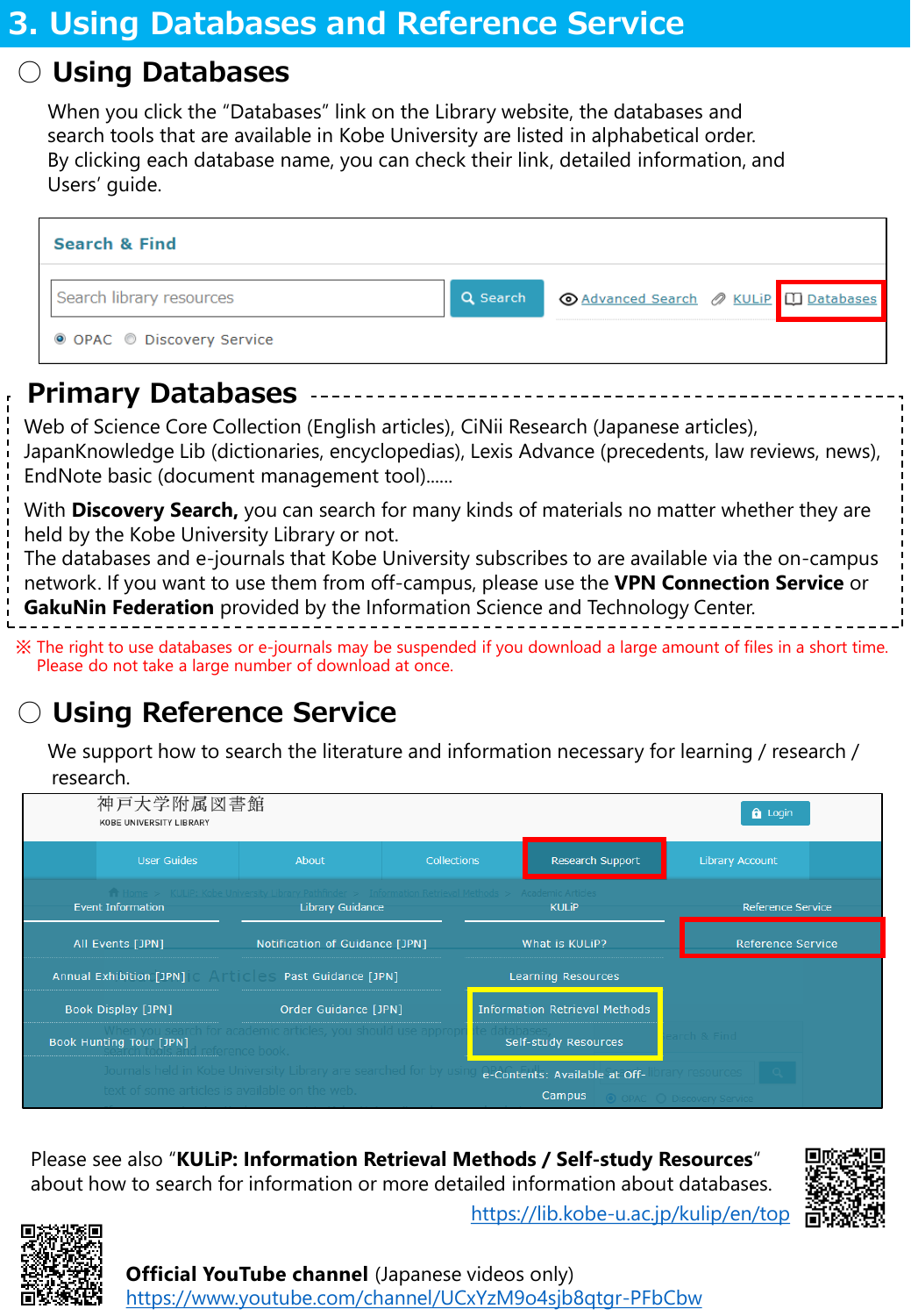# 3. Using Databases and Reference Service

## ○ Using Databases

When you click the "Databases" link on the Library website, the databases and search tools that are available in Kobe University are listed in alphabetical order.
By clicking each database name, you can check their link, detailed information, and Users' guide.

Search & Find

Search library resources | Search | Advanced Search | KULiP | Databases

◉ OPAC ○ Discovery Service

## Primary Databases

Web of Science Core Collection (English articles), CiNii Research (Japanese articles), JapanKnowledge Lib (dictionaries, encyclopedias), Lexis Advance (precedents, law reviews, news), EndNote basic (document management tool)……

With **Discovery Search,** you can search for many kinds of materials no matter whether they are held by the Kobe University Library or not.
The databases and e-journals that Kobe University subscribes to are available via the on-campus network. If you want to use them from off-campus, please use the **VPN Connection Service** or **GakuNin Federation** provided by the Information Science and Technology Center.

※ The right to use databases or e-journals may be suspended if you download a large amount of files in a short time. Please do not take a large number of download at once.

## ○ Using Reference Service

We support how to search the literature and information necessary for learning / research / research.

神戸大学附属図書館
KOBE UNIVERSITY LIBRARY

Login

User Guides | About | Collections | Research Support | Library Account

| Event Information | Library Guidance | KULiP | Reference Service |
| --- | --- | --- | --- |
| All Events [JPN] | Notification of Guidance [JPN] | What is KULiP? | Reference Service |
| Annual Exhibition [JPN] | Past Guidance [JPN] | Learning Resources | |
| Book Display [JPN] | Order Guidance [JPN] | Information Retrieval Methods | |
| Book Hunting Tour [JPN] | | Self-study Resources | |
| | | e-Contents: Available at Off-Campus | |

Please see also "**KULiP: Information Retrieval Methods / Self-study Resources**" about how to search for information or more detailed information about databases.
https://lib.kobe-u.ac.jp/kulip/en/top

**Official YouTube channel** (Japanese videos only)
https://www.youtube.com/channel/UCxYzM9o4sjb8qtgr-PFbCbw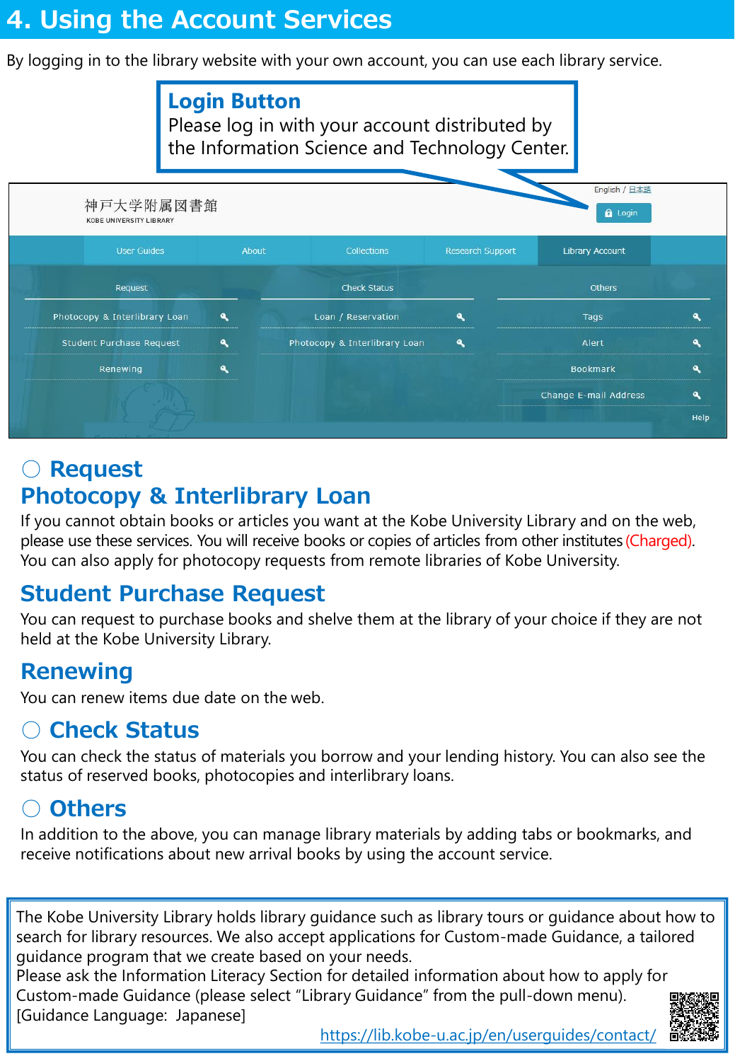# 4. Using the Account Services

By logging in to the library website with your own account, you can use each library service.

**Login Button**
Please log in with your account distributed by the Information Science and Technology Center.

神戸大学附属図書館
KOBE UNIVERSITY LIBRARY

English / 日本語

Login

User Guides | About | Collections | Research Support | Library Account

Request
- Photocopy & Interlibrary Loan
- Student Purchase Request
- Renewing

Check Status
- Loan / Reservation
- Photocopy & Interlibrary Loan

Others
- Tags
- Alert
- Bookmark
- Change E-mail Address

Help

## ○ Request

### Photocopy & Interlibrary Loan

If you cannot obtain books or articles you want at the Kobe University Library and on the web, please use these services. You will receive books or copies of articles from other institutes (Charged). You can also apply for photocopy requests from remote libraries of Kobe University.

### Student Purchase Request

You can request to purchase books and shelve them at the library of your choice if they are not held at the Kobe University Library.

### Renewing

You can renew items due date on the web.

## ○ Check Status

You can check the status of materials you borrow and your lending history. You can also see the status of reserved books, photocopies and interlibrary loans.

## ○ Others

In addition to the above, you can manage library materials by adding tabs or bookmarks, and receive notifications about new arrival books by using the account service.

---

The Kobe University Library holds library guidance such as library tours or guidance about how to search for library resources. We also accept applications for Custom-made Guidance, a tailored guidance program that we create based on your needs.
Please ask the Information Literacy Section for detailed information about how to apply for Custom-made Guidance (please select "Library Guidance" from the pull-down menu).
[Guidance Language: Japanese]

https://lib.kobe-u.ac.jp/en/userguides/contact/